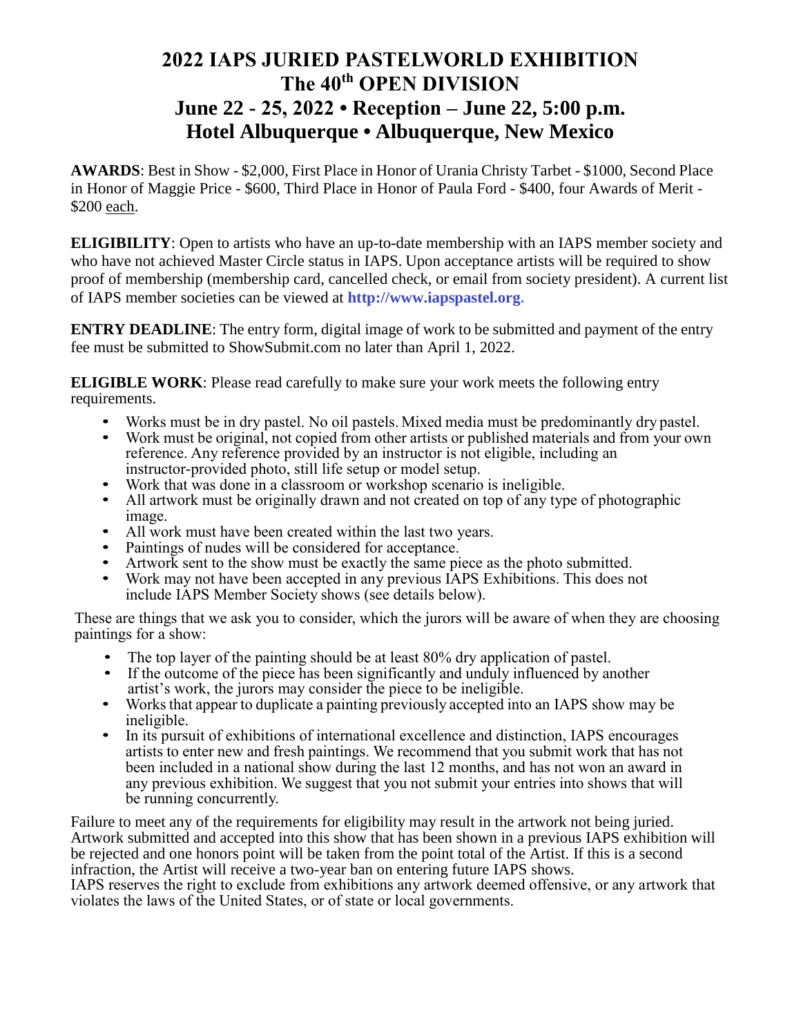# 2022 IAPS JURIED PASTELWORLD EXHIBITION
# The 40th OPEN DIVISION
# June 22 - 25, 2022 • Reception – June 22, 5:00 p.m.
# Hotel Albuquerque • Albuquerque, New Mexico

**AWARDS**: Best in Show - $2,000, First Place in Honor of Urania Christy Tarbet - $1000, Second Place in Honor of Maggie Price - $600, Third Place in Honor of Paula Ford - $400, four Awards of Merit - $200 each.

**ELIGIBILITY**: Open to artists who have an up-to-date membership with an IAPS member society and who have not achieved Master Circle status in IAPS. Upon acceptance artists will be required to show proof of membership (membership card, cancelled check, or email from society president). A current list of IAPS member societies can be viewed at **http://www.iapspastel.org**.

**ENTRY DEADLINE**: The entry form, digital image of work to be submitted and payment of the entry fee must be submitted to ShowSubmit.com no later than April 1, 2022.

**ELIGIBLE WORK**: Please read carefully to make sure your work meets the following entry requirements.

- Works must be in dry pastel. No oil pastels. Mixed media must be predominantly dry pastel.
- Work must be original, not copied from other artists or published materials and from your own reference. Any reference provided by an instructor is not eligible, including an instructor-provided photo, still life setup or model setup.
- Work that was done in a classroom or workshop scenario is ineligible.
- All artwork must be originally drawn and not created on top of any type of photographic image.
- All work must have been created within the last two years.
- Paintings of nudes will be considered for acceptance.
- Artwork sent to the show must be exactly the same piece as the photo submitted.
- Work may not have been accepted in any previous IAPS Exhibitions. This does not include IAPS Member Society shows (see details below).

These are things that we ask you to consider, which the jurors will be aware of when they are choosing paintings for a show:

- The top layer of the painting should be at least 80% dry application of pastel.
- If the outcome of the piece has been significantly and unduly influenced by another artist's work, the jurors may consider the piece to be ineligible.
- Works that appear to duplicate a painting previously accepted into an IAPS show may be ineligible.
- In its pursuit of exhibitions of international excellence and distinction, IAPS encourages artists to enter new and fresh paintings. We recommend that you submit work that has not been included in a national show during the last 12 months, and has not won an award in any previous exhibition. We suggest that you not submit your entries into shows that will be running concurrently.

Failure to meet any of the requirements for eligibility may result in the artwork not being juried. Artwork submitted and accepted into this show that has been shown in a previous IAPS exhibition will be rejected and one honors point will be taken from the point total of the Artist. If this is a second infraction, the Artist will receive a two-year ban on entering future IAPS shows.
IAPS reserves the right to exclude from exhibitions any artwork deemed offensive, or any artwork that violates the laws of the United States, or of state or local governments.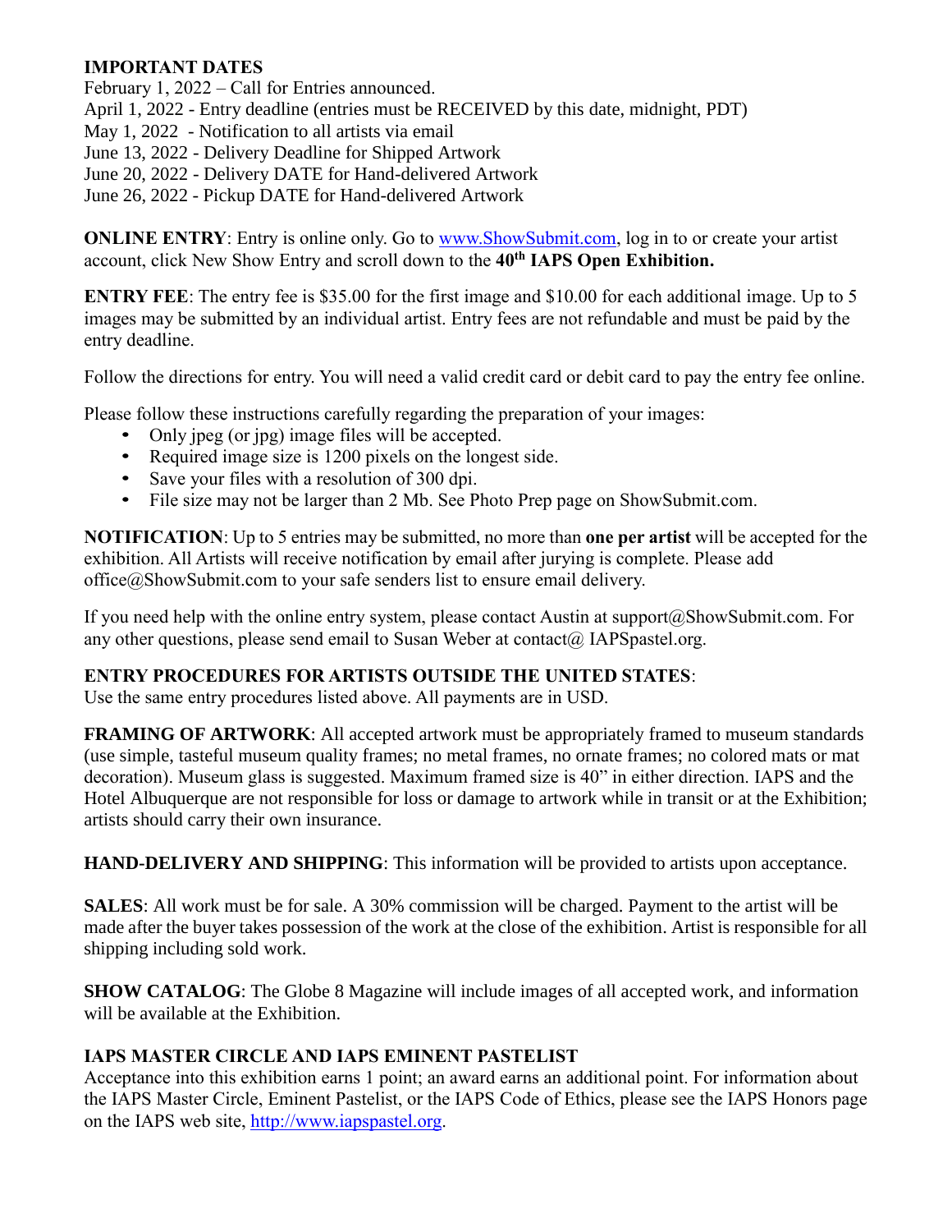**IMPORTANT DATES**

February 1, 2022 – Call for Entries announced.
April 1, 2022 - Entry deadline (entries must be RECEIVED by this date, midnight, PDT)
May 1, 2022 - Notification to all artists via email
June 13, 2022 - Delivery Deadline for Shipped Artwork
June 20, 2022 - Delivery DATE for Hand-delivered Artwork
June 26, 2022 - Pickup DATE for Hand-delivered Artwork

**ONLINE ENTRY**: Entry is online only. Go to [www.ShowSubmit.com](www.ShowSubmit.com), log in to or create your artist account, click New Show Entry and scroll down to the **40th IAPS Open Exhibition.**

**ENTRY FEE**: The entry fee is $35.00 for the first image and $10.00 for each additional image. Up to 5 images may be submitted by an individual artist. Entry fees are not refundable and must be paid by the entry deadline.

Follow the directions for entry. You will need a valid credit card or debit card to pay the entry fee online.

Please follow these instructions carefully regarding the preparation of your images:

- Only jpeg (or jpg) image files will be accepted.
- Required image size is 1200 pixels on the longest side.
- Save your files with a resolution of 300 dpi.
- File size may not be larger than 2 Mb. See Photo Prep page on ShowSubmit.com.

**NOTIFICATION**: Up to 5 entries may be submitted, no more than **one per artist** will be accepted for the exhibition. All Artists will receive notification by email after jurying is complete. Please add office@ShowSubmit.com to your safe senders list to ensure email delivery.

If you need help with the online entry system, please contact Austin at support@ShowSubmit.com. For any other questions, please send email to Susan Weber at contact@ IAPSpastel.org.

**ENTRY PROCEDURES FOR ARTISTS OUTSIDE THE UNITED STATES**:
Use the same entry procedures listed above. All payments are in USD.

**FRAMING OF ARTWORK**: All accepted artwork must be appropriately framed to museum standards (use simple, tasteful museum quality frames; no metal frames, no ornate frames; no colored mats or mat decoration). Museum glass is suggested. Maximum framed size is 40" in either direction. IAPS and the Hotel Albuquerque are not responsible for loss or damage to artwork while in transit or at the Exhibition; artists should carry their own insurance.

**HAND-DELIVERY AND SHIPPING**: This information will be provided to artists upon acceptance.

**SALES**: All work must be for sale. A 30% commission will be charged. Payment to the artist will be made after the buyer takes possession of the work at the close of the exhibition. Artist is responsible for all shipping including sold work.

**SHOW CATALOG**: The Globe 8 Magazine will include images of all accepted work, and information will be available at the Exhibition.

**IAPS MASTER CIRCLE AND IAPS EMINENT PASTELIST**

Acceptance into this exhibition earns 1 point; an award earns an additional point. For information about the IAPS Master Circle, Eminent Pastelist, or the IAPS Code of Ethics, please see the IAPS Honors page on the IAPS web site, [http://www.iapspastel.org](http://www.iapspastel.org).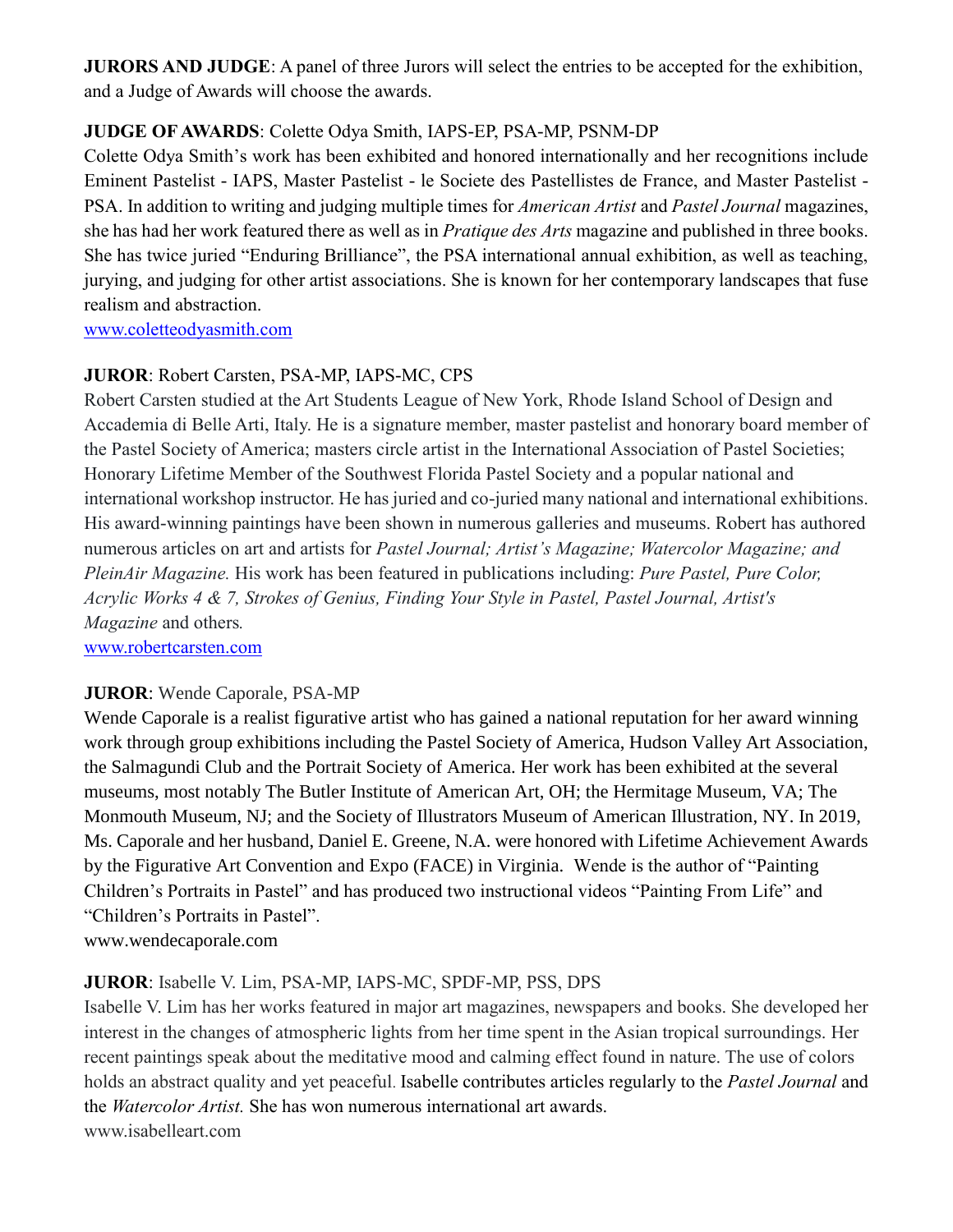**JURORS AND JUDGE**: A panel of three Jurors will select the entries to be accepted for the exhibition, and a Judge of Awards will choose the awards.

**JUDGE OF AWARDS**: Colette Odya Smith, IAPS-EP, PSA-MP, PSNM-DP
Colette Odya Smith's work has been exhibited and honored internationally and her recognitions include Eminent Pastelist - IAPS, Master Pastelist - le Societe des Pastellistes de France, and Master Pastelist - PSA. In addition to writing and judging multiple times for *American Artist* and *Pastel Journal* magazines, she has had her work featured there as well as in *Pratique des Arts* magazine and published in three books. She has twice juried "Enduring Brilliance", the PSA international annual exhibition, as well as teaching, jurying, and judging for other artist associations. She is known for her contemporary landscapes that fuse realism and abstraction.
[www.coletteodyasmith.com](http://www.coletteodyasmith.com)

**JUROR**: Robert Carsten, PSA-MP, IAPS-MC, CPS
Robert Carsten studied at the Art Students League of New York, Rhode Island School of Design and Accademia di Belle Arti, Italy. He is a signature member, master pastelist and honorary board member of the Pastel Society of America; masters circle artist in the International Association of Pastel Societies; Honorary Lifetime Member of the Southwest Florida Pastel Society and a popular national and international workshop instructor. He has juried and co-juried many national and international exhibitions. His award-winning paintings have been shown in numerous galleries and museums. Robert has authored numerous articles on art and artists for *Pastel Journal; Artist's Magazine; Watercolor Magazine; and PleinAir Magazine.* His work has been featured in publications including: *Pure Pastel, Pure Color, Acrylic Works 4 & 7, Strokes of Genius, Finding Your Style in Pastel, Pastel Journal, Artist's Magazine* and others.
[www.robertcarsten.com](http://www.robertcarsten.com)

**JUROR**: Wende Caporale, PSA-MP
Wende Caporale is a realist figurative artist who has gained a national reputation for her award winning work through group exhibitions including the Pastel Society of America, Hudson Valley Art Association, the Salmagundi Club and the Portrait Society of America. Her work has been exhibited at the several museums, most notably The Butler Institute of American Art, OH; the Hermitage Museum, VA; The Monmouth Museum, NJ; and the Society of Illustrators Museum of American Illustration, NY. In 2019, Ms. Caporale and her husband, Daniel E. Greene, N.A. were honored with Lifetime Achievement Awards by the Figurative Art Convention and Expo (FACE) in Virginia. Wende is the author of "Painting Children's Portraits in Pastel" and has produced two instructional videos "Painting From Life" and "Children's Portraits in Pastel".
www.wendecaporale.com

**JUROR**: Isabelle V. Lim, PSA-MP, IAPS-MC, SPDF-MP, PSS, DPS
Isabelle V. Lim has her works featured in major art magazines, newspapers and books. She developed her interest in the changes of atmospheric lights from her time spent in the Asian tropical surroundings. Her recent paintings speak about the meditative mood and calming effect found in nature. The use of colors holds an abstract quality and yet peaceful. Isabelle contributes articles regularly to the *Pastel Journal* and the *Watercolor Artist.* She has won numerous international art awards.
www.isabelleart.com